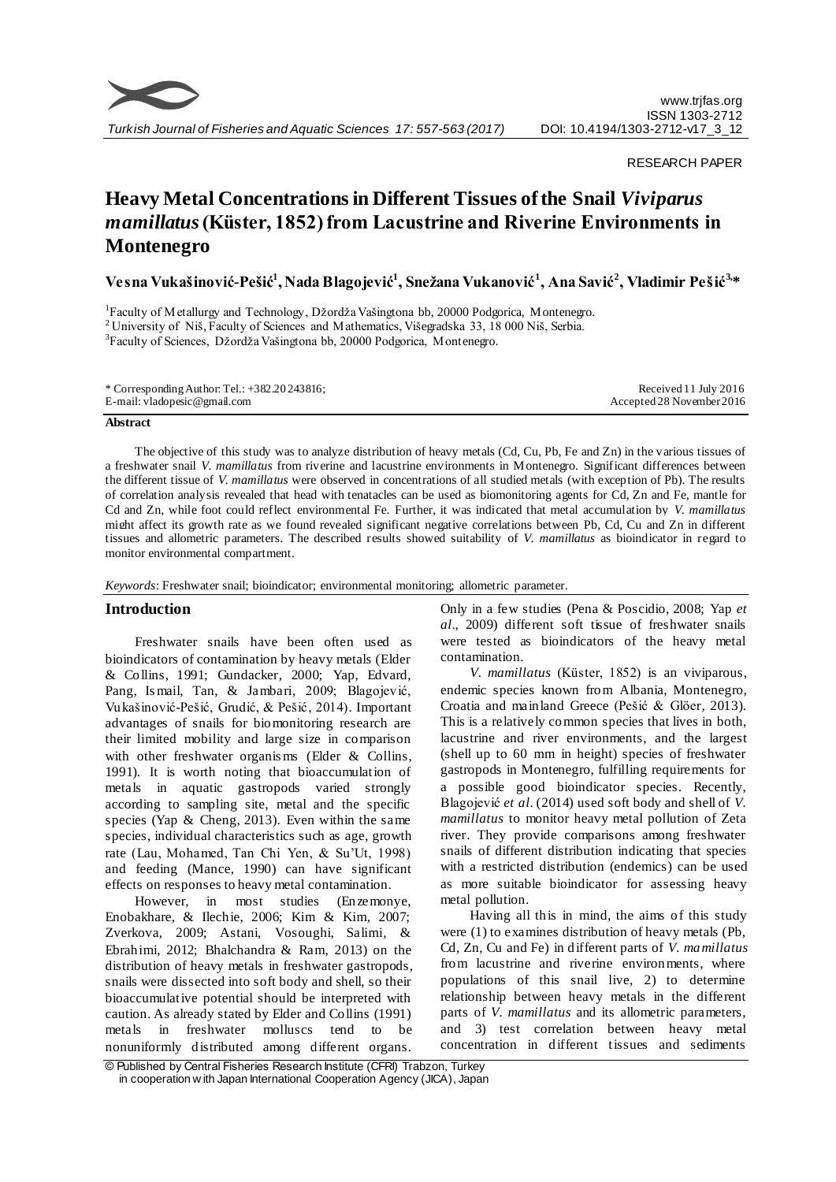RESEARCH PAPER

# Heavy Metal Concentrations in Different Tissues of the Snail *Viviparus mamillatus* (Küster, 1852) from Lacustrine and Riverine Environments in Montenegro

**Vesna Vukašinović-Pešić[1], Nada Blagojević[1], Snežana Vukanović[1], Ana Savić[2], Vladimir Pešić[3,*]**

[1]Faculty of Metallurgy and Technology, Džordža Vašingtona bb, 20000 Podgorica, Montenegro.
[2]University of Niš, Faculty of Sciences and Mathematics, Višegradska 33, 18 000 Niš, Serbia.
[3]Faculty of Sciences, Džordža Vašingtona bb, 20000 Podgorica, Montenegro.

\* Corresponding Author: Tel.: +382.20 243816;
E-mail: vladopesic@gmail.com

Received 11 July 2016
Accepted 28 November 2016

## Abstract

The objective of this study was to analyze distribution of heavy metals (Cd, Cu, Pb, Fe and Zn) in the various tissues of a freshwater snail *V. mamillatus* from riverine and lacustrine environments in Montenegro. Significant differences between the different tissue of *V. mamillatus* were observed in concentrations of all studied metals (with exception of Pb). The results of correlation analysis revealed that head with tenatacles can be used as biomonitoring agents for Cd, Zn and Fe, mantle for Cd and Zn, while foot could reflect environmental Fe. Further, it was indicated that metal accumulation by *V. mamillatus* might affect its growth rate as we found revealed significant negative correlations between Pb, Cd, Cu and Zn in different tissues and allometric parameters. The described results showed suitability of *V. mamillatus* as bioindicator in regard to monitor environmental compartment.

*Keywords*: Freshwater snail; bioindicator; environmental monitoring; allometric parameter.

## Introduction

Freshwater snails have been often used as bioindicators of contamination by heavy metals (Elder & Collins, 1991; Gundacker, 2000; Yap, Edvard, Pang, Ismail, Tan, & Jambari, 2009; Blagojević, Vukašinović-Pešić, Grudić, & Pešić, 2014). Important advantages of snails for biomonitoring research are their limited mobility and large size in comparison with other freshwater organisms (Elder & Collins, 1991). It is worth noting that bioaccumulation of metals in aquatic gastropods varied strongly according to sampling site, metal and the specific species (Yap & Cheng, 2013). Even within the same species, individual characteristics such as age, growth rate (Lau, Mohamed, Tan Chi Yen, & Su'Ut, 1998) and feeding (Mance, 1990) can have significant effects on responses to heavy metal contamination.

However, in most studies (Enzemonye, Enobakhare, & Ilechie, 2006; Kim & Kim, 2007; Zverkova, 2009; Astani, Vosoughi, Salimi, & Ebrahimi, 2012; Bhalchandra & Ram, 2013) on the distribution of heavy metals in freshwater gastropods, snails were dissected into soft body and shell, so their bioaccumulative potential should be interpreted with caution. As already stated by Elder and Collins (1991) metals in freshwater molluscs tend to be nonuniformly distributed among different organs. Only in a few studies (Pena & Poscidio, 2008; Yap *et al*., 2009) different soft tissue of freshwater snails were tested as bioindicators of the heavy metal contamination.

*V. mamillatus* (Küster, 1852) is an viviparous, endemic species known from Albania, Montenegro, Croatia and mainland Greece (Pešić & Glöer, 2013). This is a relatively common species that lives in both, lacustrine and river environments, and the largest (shell up to 60 mm in height) species of freshwater gastropods in Montenegro, fulfilling requirements for a possible good bioindicator species. Recently, Blagojević *et al*. (2014) used soft body and shell of *V. mamillatus* to monitor heavy metal pollution of Zeta river. They provide comparisons among freshwater snails of different distribution indicating that species with a restricted distribution (endemics) can be used as more suitable bioindicator for assessing heavy metal pollution.

Having all this in mind, the aims of this study were (1) to examines distribution of heavy metals (Pb, Cd, Zn, Cu and Fe) in different parts of *V. mamillatus* from lacustrine and riverine environments, where populations of this snail live, 2) to determine relationship between heavy metals in the different parts of *V. mamillatus* and its allometric parameters, and 3) test correlation between heavy metal concentration in different tissues and sediments

© Published by Central Fisheries Research Institute (CFRI) Trabzon, Turkey in cooperation with Japan International Cooperation Agency (JICA), Japan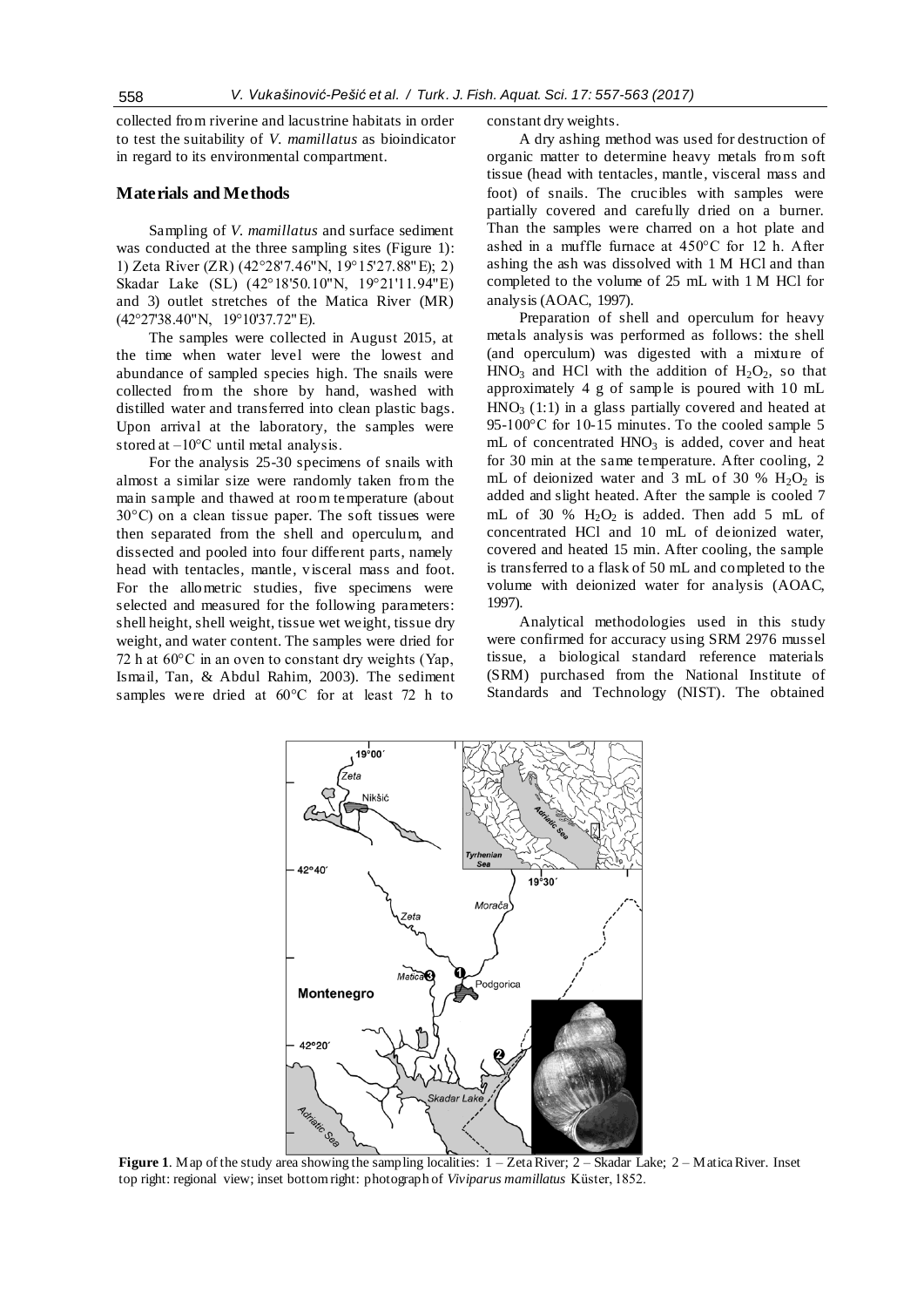collected from riverine and lacustrine habitats in order to test the suitability of *V. mamillatus* as bioindicator in regard to its environmental compartment.

## Materials and Methods

Sampling of *V. mamillatus* and surface sediment was conducted at the three sampling sites (Figure 1): 1) Zeta River (ZR) (42°28'7.46"N, 19°15'27.88"E); 2) Skadar Lake (SL) (42°18'50.10"N, 19°21'11.94"E) and 3) outlet stretches of the Matica River (MR) (42°27'38.40"N, 19°10'37.72"E).

The samples were collected in August 2015, at the time when water level were the lowest and abundance of sampled species high. The snails were collected from the shore by hand, washed with distilled water and transferred into clean plastic bags. Upon arrival at the laboratory, the samples were stored at –10°C until metal analysis.

For the analysis 25-30 specimens of snails with almost a similar size were randomly taken from the main sample and thawed at room temperature (about 30°C) on a clean tissue paper. The soft tissues were then separated from the shell and operculum, and dissected and pooled into four different parts, namely head with tentacles, mantle, visceral mass and foot. For the allometric studies, five specimens were selected and measured for the following parameters: shell height, shell weight, tissue wet weight, tissue dry weight, and water content. The samples were dried for 72 h at 60°C in an oven to constant dry weights (Yap, Ismail, Tan, & Abdul Rahim, 2003). The sediment samples were dried at 60°C for at least 72 h to constant dry weights.

A dry ashing method was used for destruction of organic matter to determine heavy metals from soft tissue (head with tentacles, mantle, visceral mass and foot) of snails. The crucibles with samples were partially covered and carefully dried on a burner. Than the samples were charred on a hot plate and ashed in a muffle furnace at 450°C for 12 h. After ashing the ash was dissolved with 1 M HCl and than completed to the volume of 25 mL with 1 M HCl for analysis (AOAC, 1997).

Preparation of shell and operculum for heavy metals analysis was performed as follows: the shell (and operculum) was digested with a mixture of $HNO_3$ and HCl with the addition of $H_2O_2$, so that approximately 4 g of sample is poured with 10 mL $HNO_3$ (1:1) in a glass partially covered and heated at 95-100°C for 10-15 minutes. To the cooled sample 5 mL of concentrated $HNO_3$ is added, cover and heat for 30 min at the same temperature. After cooling, 2 mL of deionized water and 3 mL of 30 % $H_2O_2$ is added and slight heated. After the sample is cooled 7 mL of 30 % $H_2O_2$ is added. Then add 5 mL of concentrated HCl and 10 mL of deionized water, covered and heated 15 min. After cooling, the sample is transferred to a flask of 50 mL and completed to the volume with deionized water for analysis (AOAC, 1997).

Analytical methodologies used in this study were confirmed for accuracy using SRM 2976 mussel tissue, a biological standard reference materials (SRM) purchased from the National Institute of Standards and Technology (NIST). The obtained

**Figure 1**. Map of the study area showing the sampling localities: 1 – Zeta River; 2 – Skadar Lake; 2 – Matica River. Inset top right: regional view; inset bottom right: photograph of *Viviparus mamillatus* Küster, 1852.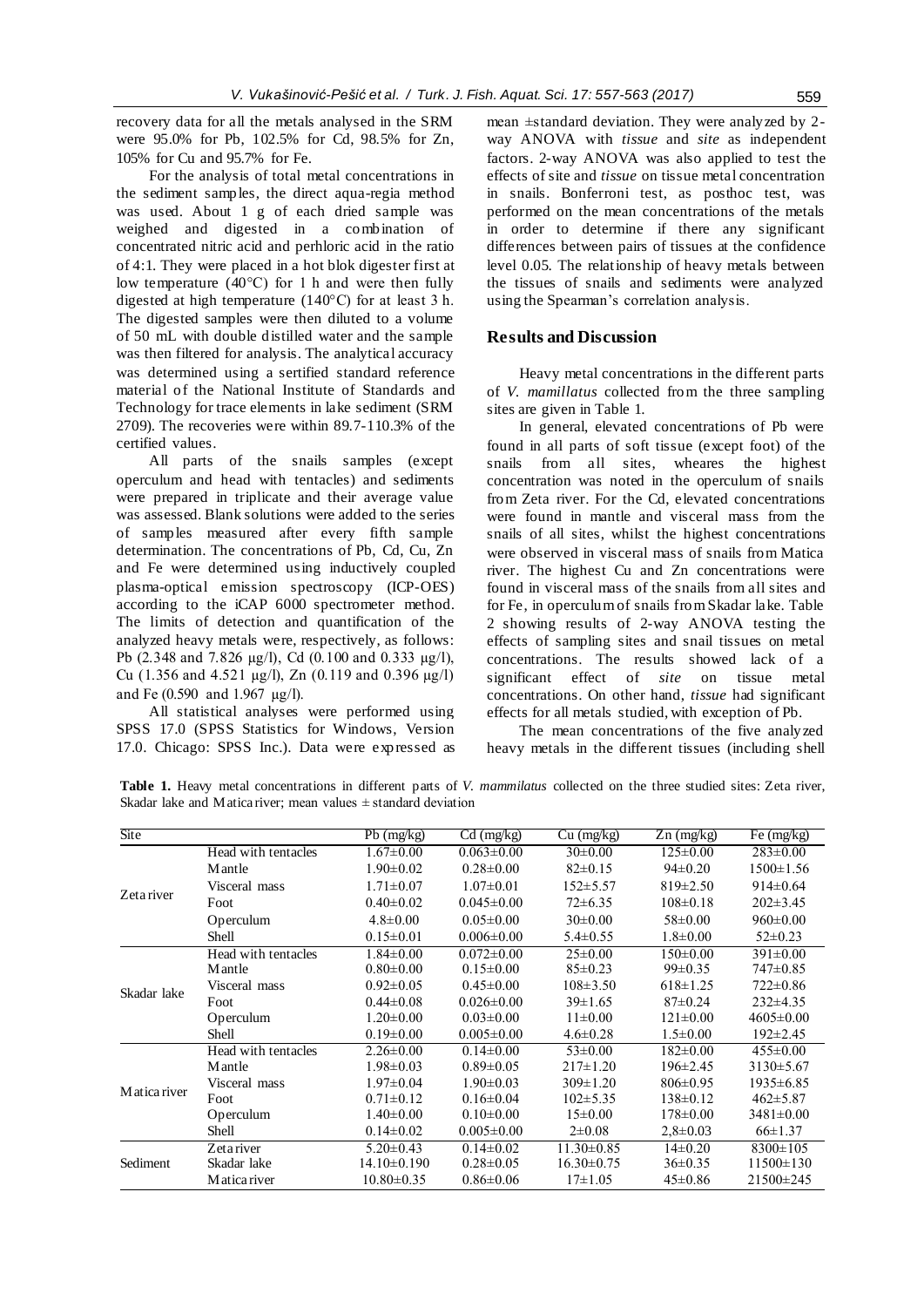recovery data for all the metals analysed in the SRM were 95.0% for Pb, 102.5% for Cd, 98.5% for Zn, 105% for Cu and 95.7% for Fe.

For the analysis of total metal concentrations in the sediment samples, the direct aqua-regia method was used. About 1 g of each dried sample was weighed and digested in a combination of concentrated nitric acid and perhloric acid in the ratio of 4:1. They were placed in a hot blok digester first at low temperature (40°C) for 1 h and were then fully digested at high temperature (140°C) for at least 3 h. The digested samples were then diluted to a volume of 50 mL with double distilled water and the sample was then filtered for analysis. The analytical accuracy was determined using a sertified standard reference material of the National Institute of Standards and Technology for trace elements in lake sediment (SRM 2709). The recoveries were within 89.7-110.3% of the certified values.

All parts of the snails samples (except operculum and head with tentacles) and sediments were prepared in triplicate and their average value was assessed. Blank solutions were added to the series of samples measured after every fifth sample determination. The concentrations of Pb, Cd, Cu, Zn and Fe were determined using inductively coupled plasma-optical emission spectroscopy (ICP-OES) according to the iCAP 6000 spectrometer method. The limits of detection and quantification of the analyzed heavy metals were, respectively, as follows: Pb (2.348 and 7.826 μg/l), Cd (0.100 and 0.333 μg/l), Cu (1.356 and 4.521 μg/l), Zn (0.119 and 0.396 μg/l) and Fe (0.590 and 1.967 μg/l).

All statistical analyses were performed using SPSS 17.0 (SPSS Statistics for Windows, Version 17.0. Chicago: SPSS Inc.). Data were expressed as mean ±standard deviation. They were analyzed by 2-way ANOVA with *tissue* and *site* as independent factors. 2-way ANOVA was also applied to test the effects of site and *tissue* on tissue metal concentration in snails. Bonferroni test, as posthoc test, was performed on the mean concentrations of the metals in order to determine if there any significant differences between pairs of tissues at the confidence level 0.05. The relationship of heavy metals between the tissues of snails and sediments were analyzed using the Spearman's correlation analysis.

## Results and Discussion

Heavy metal concentrations in the different parts of *V. mamillatus* collected from the three sampling sites are given in Table 1.

In general, elevated concentrations of Pb were found in all parts of soft tissue (except foot) of the snails from all sites, wheares the highest concentration was noted in the operculum of snails from Zeta river. For the Cd, elevated concentrations were found in mantle and visceral mass from the snails of all sites, whilst the highest concentrations were observed in visceral mass of snails from Matica river. The highest Cu and Zn concentrations were found in visceral mass of the snails from all sites and for Fe, in operculum of snails from Skadar lake. Table 2 showing results of 2-way ANOVA testing the effects of sampling sites and snail tissues on metal concentrations. The results showed lack of a significant effect of *site* on tissue metal concentrations. On other hand, *tissue* had significant effects for all metals studied, with exception of Pb.

The mean concentrations of the five analyzed heavy metals in the different tissues (including shell

**Table 1.** Heavy metal concentrations in different parts of *V. mammilatus* collected on the three studied sites: Zeta river, Skadar lake and Matica river; mean values ± standard deviation

| Site | | Pb (mg/kg) | Cd (mg/kg) | Cu (mg/kg) | Zn (mg/kg) | Fe (mg/kg) |
|---|---|---|---|---|---|---|
| Zeta river | Head with tentacles | 1.67±0.00 | 0.063±0.00 | 30±0.00 | 125±0.00 | 283±0.00 |
| | Mantle | 1.90±0.02 | 0.28±0.00 | 82±0.15 | 94±0.20 | 1500±1.56 |
| | Visceral mass | 1.71±0.07 | 1.07±0.01 | 152±5.57 | 819±2.50 | 914±0.64 |
| | Foot | 0.40±0.02 | 0.045±0.00 | 72±6.35 | 108±0.18 | 202±3.45 |
| | Operculum | 4.8±0.00 | 0.05±0.00 | 30±0.00 | 58±0.00 | 960±0.00 |
| | Shell | 0.15±0.01 | 0.006±0.00 | 5.4±0.55 | 1.8±0.00 | 52±0.23 |
| Skadar lake | Head with tentacles | 1.84±0.00 | 0.072±0.00 | 25±0.00 | 150±0.00 | 391±0.00 |
| | Mantle | 0.80±0.00 | 0.15±0.00 | 85±0.23 | 99±0.35 | 747±0.85 |
| | Visceral mass | 0.92±0.05 | 0.45±0.00 | 108±3.50 | 618±1.25 | 722±0.86 |
| | Foot | 0.44±0.08 | 0.026±0.00 | 39±1.65 | 87±0.24 | 232±4.35 |
| | Operculum | 1.20±0.00 | 0.03±0.00 | 11±0.00 | 121±0.00 | 4605±0.00 |
| | Shell | 0.19±0.00 | 0.005±0.00 | 4.6±0.28 | 1.5±0.00 | 192±2.45 |
| Matica river | Head with tentacles | 2.26±0.00 | 0.14±0.00 | 53±0.00 | 182±0.00 | 455±0.00 |
| | Mantle | 1.98±0.03 | 0.89±0.05 | 217±1.20 | 196±2.45 | 3130±5.67 |
| | Visceral mass | 1.97±0.04 | 1.90±0.03 | 309±1.20 | 806±0.95 | 1935±6.85 |
| | Foot | 0.71±0.12 | 0.16±0.04 | 102±5.35 | 138±0.12 | 462±5.87 |
| | Operculum | 1.40±0.00 | 0.10±0.00 | 15±0.00 | 178±0.00 | 3481±0.00 |
| | Shell | 0.14±0.02 | 0.005±0.00 | 2±0.08 | 2,8±0.03 | 66±1.37 |
| Sediment | Zeta river | 5.20±0.43 | 0.14±0.02 | 11.30±0.85 | 14±0.20 | 8300±105 |
| | Skadar lake | 14.10±0.190 | 0.28±0.05 | 16.30±0.75 | 36±0.35 | 11500±130 |
| | Matica river | 10.80±0.35 | 0.86±0.06 | 17±1.05 | 45±0.86 | 21500±245 |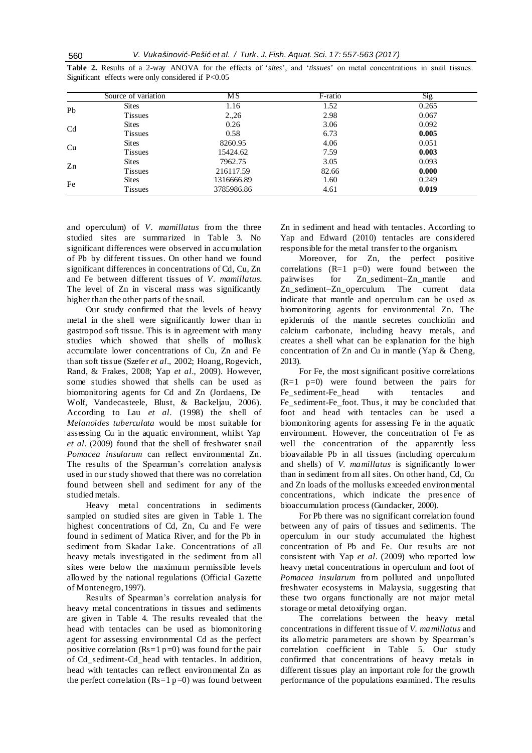**Table 2.** Results of a 2-way ANOVA for the effects of '*sites*', and '*tissues*' on metal concentrations in snail tissues. Significant effects were only considered if P<0.05

| | Source of variation | MS | F-ratio | Sig. |
|---|---|---|---|---|
| Pb | Sites | 1.16 | 1.52 | 0.265 |
| | Tissues | 2.,26 | 2.98 | 0.067 |
| Cd | Sites | 0.26 | 3.06 | 0.092 |
| | Tissues | 0.58 | 6.73 | **0.005** |
| Cu | Sites | 8260.95 | 4.06 | 0.051 |
| | Tissues | 15424.62 | 7.59 | **0.003** |
| Zn | Sites | 7962.75 | 3.05 | 0.093 |
| | Tissues | 216117.59 | 82.66 | **0.000** |
| Fe | Sites | 1316666.89 | 1.60 | 0.249 |
| | Tissues | 3785986.86 | 4.61 | **0.019** |

and operculum) of *V. mamillatus* from the three studied sites are summarized in Table 3. No significant differences were observed in accumulation of Pb by different tissues. On other hand we found significant differences in concentrations of Cd, Cu, Zn and Fe between different tissues of *V. mamillatus*. The level of Zn in visceral mass was significantly higher than the other parts of the snail.

Our study confirmed that the levels of heavy metal in the shell were significantly lower than in gastropod soft tissue. This is in agreement with many studies which showed that shells of mollusk accumulate lower concentrations of Cu, Zn and Fe than soft tissue (Szefer *et al*., 2002; Hoang, Rogevich, Rand, & Frakes, 2008; Yap *et al*., 2009). However, some studies showed that shells can be used as biomonitoring agents for Cd and Zn (Jordaens, De Wolf, Vandecasteele, Blust, & Backeljau, 2006). According to Lau *et al*. (1998) the shell of *Melanoides tuberculata* would be most suitable for assessing Cu in the aquatic environment, whilst Yap *et al*. (2009) found that the shell of freshwater snail *Pomacea insularum* can reflect environmental Zn. The results of the Spearman's correlation analysis used in our study showed that there was no correlation found between shell and sediment for any of the studied metals.

Heavy metal concentrations in sediments sampled on studied sites are given in Table 1. The highest concentrations of Cd, Zn, Cu and Fe were found in sediment of Matica River, and for the Pb in sediment from Skadar Lake. Concentrations of all heavy metals investigated in the sediment from all sites were below the maximum permissible levels allowed by the national regulations (Official Gazette of Montenegro, 1997).

Results of Spearman's correlation analysis for heavy metal concentrations in tissues and sediments are given in Table 4. The results revealed that the head with tentacles can be used as biomonitoring agent for assessing environmental Cd as the perfect positive correlation ($Rs=1$ $p=0$) was found for the pair of Cd_sediment-Cd_head with tentacles. In addition, head with tentacles can reflect environmental Zn as the perfect correlation ($Rs=1$ $p=0$) was found between Zn in sediment and head with tentacles. According to Yap and Edward (2010) tentacles are considered responsible for the metal transfer to the organism.

Moreover, for Zn, the perfect positive correlations ($R=1$ $p=0$) were found between the pairwises for Zn_sediment–Zn_mantle and Zn_sediment–Zn_operculum. The current data indicate that mantle and operculum can be used as biomonitoring agents for environmental Zn. The epidermis of the mantle secretes conchiolin and calcium carbonate, including heavy metals, and creates a shell what can be explanation for the high concentration of Zn and Cu in mantle (Yap & Cheng, 2013).

For Fe, the most significant positive correlations ($R=1$ $p=0$) were found between the pairs for Fe_sediment-Fe_head with tentacles and Fe_sediment-Fe_foot. Thus, it may be concluded that foot and head with tentacles can be used a biomonitoring agents for assessing Fe in the aquatic environment. However, the concentration of Fe as well the concentration of the apparently less bioavailable Pb in all tissues (including operculum and shells) of *V. mamillatus* is significantly lower than in sediment from all sites. On other hand, Cd, Cu and Zn loads of the mollusks exceeded environmental concentrations, which indicate the presence of bioaccumulation process (Gundacker, 2000).

For Pb there was no significant correlation found between any of pairs of tissues and sediments. The operculum in our study accumulated the highest concentration of Pb and Fe. Our results are not consistent with Yap *et al*. (2009) who reported low heavy metal concentrations in operculum and foot of *Pomacea insularum* from polluted and unpolluted freshwater ecosystems in Malaysia, suggesting that these two organs functionally are not major metal storage or metal detoxifying organ.

The correlations between the heavy metal concentrations in different tissue of *V. mamillatus* and its allometric parameters are shown by Spearman's correlation coefficient in Table 5. Our study confirmed that concentrations of heavy metals in different tissues play an important role for the growth performance of the populations examined. The results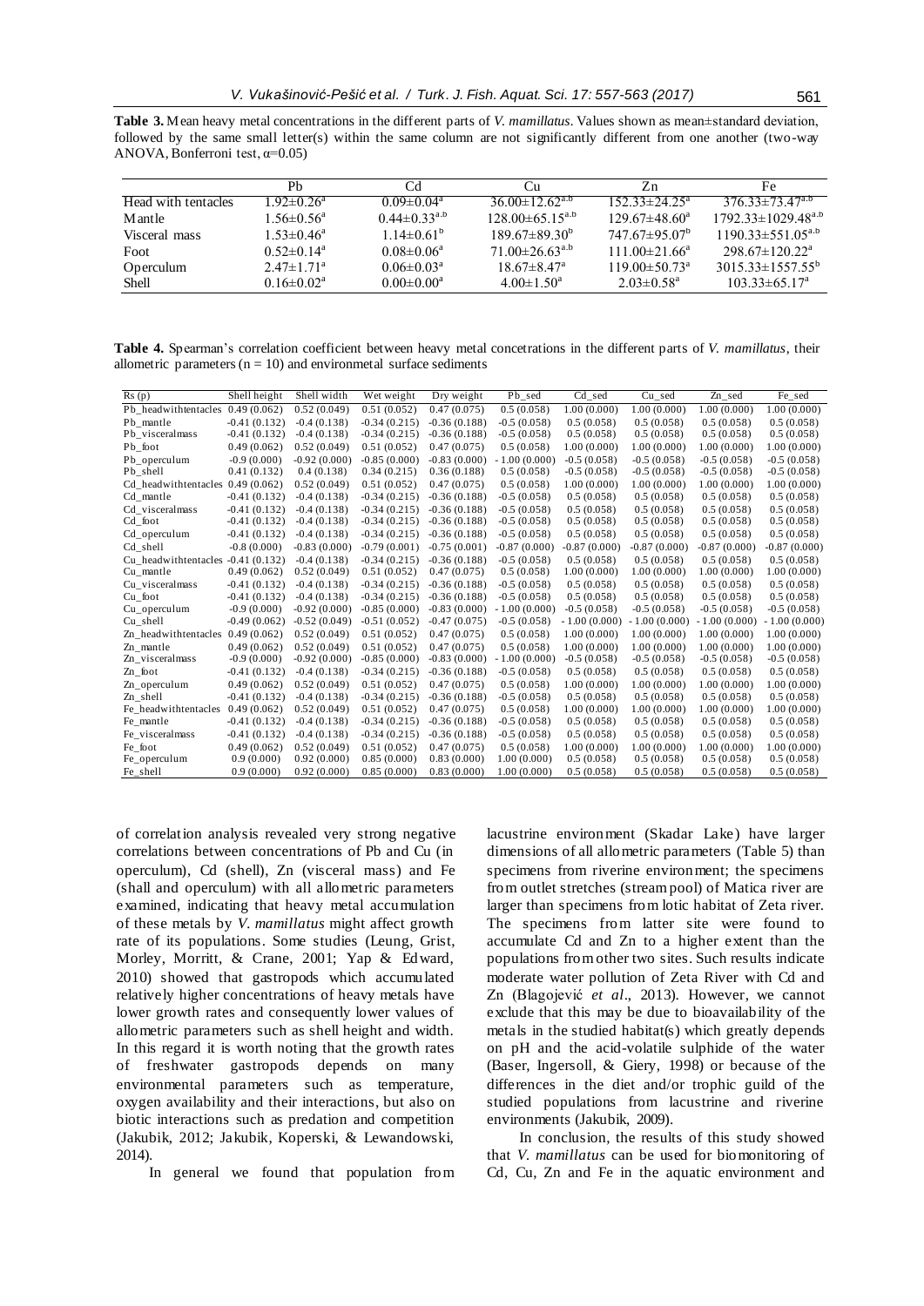**Table 3.** Mean heavy metal concentrations in the different parts of *V. mamillatus*. Values shown as mean±standard deviation, followed by the same small letter(s) within the same column are not significantly different from one another (two-way ANOVA, Bonferroni test, α=0.05)

| | Pb | Cd | Cu | Zn | Fe |
|---|---|---|---|---|---|
| Head with tentacles | $1.92{\pm}0.26^{a}$ | $0.09{\pm}0.04^{a}$ | $36.00{\pm}12.62^{a,b}$ | $152.33{\pm}24.25^{a}$ | $376.33{\pm}73.47^{a,b}$ |
| Mantle | $1.56{\pm}0.56^{a}$ | $0.44{\pm}0.33^{a,b}$ | $128.00{\pm}65.15^{a,b}$ | $129.67{\pm}48.60^{a}$ | $1792.33{\pm}1029.48^{a,b}$ |
| Visceral mass | $1.53{\pm}0.46^{a}$ | $1.14{\pm}0.61^{b}$ | $189.67{\pm}89.30^{b}$ | $747.67{\pm}95.07^{b}$ | $1190.33{\pm}551.05^{a,b}$ |
| Foot | $0.52{\pm}0.14^{a}$ | $0.08{\pm}0.06^{a}$ | $71.00{\pm}26.63^{a,b}$ | $111.00{\pm}21.66^{a}$ | $298.67{\pm}120.22^{a}$ |
| Operculum | $2.47{\pm}1.71^{a}$ | $0.06{\pm}0.03^{a}$ | $18.67{\pm}8.47^{a}$ | $119.00{\pm}50.73^{a}$ | $3015.33{\pm}1557.55^{b}$ |
| Shell | $0.16{\pm}0.02^{a}$ | $0.00{\pm}0.00^{a}$ | $4.00{\pm}1.50^{a}$ | $2.03{\pm}0.58^{a}$ | $103.33{\pm}65.17^{a}$ |

**Table 4.** Spearman's correlation coefficient between heavy metal concetrations in the different parts of *V. mamillatus*, their allometric parameters (n = 10) and environmetal surface sediments

| Rs (p) | Shell height | Shell width | Wet weight | Dry weight | Pb_sed | Cd_sed | Cu_sed | Zn_sed | Fe_sed |
|---|---|---|---|---|---|---|---|---|---|
| Pb_headwithtentacles | 0.49 (0.062) | 0.52 (0.049) | 0.51 (0.052) | 0.47 (0.075) | 0.5 (0.058) | 1.00 (0.000) | 1.00 (0.000) | 1.00 (0.000) | 1.00 (0.000) |
| Pb_mantle | -0.41 (0.132) | -0.4 (0.138) | -0.34 (0.215) | -0.36 (0.188) | -0.5 (0.058) | 0.5 (0.058) | 0.5 (0.058) | 0.5 (0.058) | 0.5 (0.058) |
| Pb_visceralmass | -0.41 (0.132) | -0.4 (0.138) | -0.34 (0.215) | -0.36 (0.188) | -0.5 (0.058) | 0.5 (0.058) | 0.5 (0.058) | 0.5 (0.058) | 0.5 (0.058) |
| Pb_foot | 0.49 (0.062) | 0.52 (0.049) | 0.51 (0.052) | 0.47 (0.075) | 0.5 (0.058) | 1.00 (0.000) | 1.00 (0.000) | 1.00 (0.000) | 1.00 (0.000) |
| Pb_operculum | -0.9 (0.000) | -0.92 (0.000) | -0.85 (0.000) | -0.83 (0.000) | - 1.00 (0.000) | -0.5 (0.058) | -0.5 (0.058) | -0.5 (0.058) | -0.5 (0.058) |
| Pb_shell | 0.41 (0.132) | 0.4 (0.138) | 0.34 (0.215) | 0.36 (0.188) | 0.5 (0.058) | -0.5 (0.058) | -0.5 (0.058) | -0.5 (0.058) | -0.5 (0.058) |
| Cd_headwithtentacles | 0.49 (0.062) | 0.52 (0.049) | 0.51 (0.052) | 0.47 (0.075) | 0.5 (0.058) | 1.00 (0.000) | 1.00 (0.000) | 1.00 (0.000) | 1.00 (0.000) |
| Cd_mantle | -0.41 (0.132) | -0.4 (0.138) | -0.34 (0.215) | -0.36 (0.188) | -0.5 (0.058) | 0.5 (0.058) | 0.5 (0.058) | 0.5 (0.058) | 0.5 (0.058) |
| Cd_visceralmass | -0.41 (0.132) | -0.4 (0.138) | -0.34 (0.215) | -0.36 (0.188) | -0.5 (0.058) | 0.5 (0.058) | 0.5 (0.058) | 0.5 (0.058) | 0.5 (0.058) |
| Cd_foot | -0.41 (0.132) | -0.4 (0.138) | -0.34 (0.215) | -0.36 (0.188) | -0.5 (0.058) | 0.5 (0.058) | 0.5 (0.058) | 0.5 (0.058) | 0.5 (0.058) |
| Cd_operculum | -0.41 (0.132) | -0.4 (0.138) | -0.34 (0.215) | -0.36 (0.188) | -0.5 (0.058) | 0.5 (0.058) | 0.5 (0.058) | 0.5 (0.058) | 0.5 (0.058) |
| Cd_shell | -0.8 (0.000) | -0.83 (0.000) | -0.79 (0.001) | -0.75 (0.001) | -0.87 (0.000) | -0.87 (0.000) | -0.87 (0.000) | -0.87 (0.000) | -0.87 (0.000) |
| Cu_headwithtentacles | -0.41 (0.132) | -0.4 (0.138) | -0.34 (0.215) | -0.36 (0.188) | -0.5 (0.058) | 0.5 (0.058) | 0.5 (0.058) | 0.5 (0.058) | 0.5 (0.058) |
| Cu_mantle | 0.49 (0.062) | 0.52 (0.049) | 0.51 (0.052) | 0.47 (0.075) | 0.5 (0.058) | 1.00 (0.000) | 1.00 (0.000) | 1.00 (0.000) | 1.00 (0.000) |
| Cu_visceralmass | -0.41 (0.132) | -0.4 (0.138) | -0.34 (0.215) | -0.36 (0.188) | -0.5 (0.058) | 0.5 (0.058) | 0.5 (0.058) | 0.5 (0.058) | 0.5 (0.058) |
| Cu_foot | -0.41 (0.132) | -0.4 (0.138) | -0.34 (0.215) | -0.36 (0.188) | -0.5 (0.058) | 0.5 (0.058) | 0.5 (0.058) | 0.5 (0.058) | 0.5 (0.058) |
| Cu_operculum | -0.9 (0.000) | -0.92 (0.000) | -0.85 (0.000) | -0.83 (0.000) | - 1.00 (0.000) | -0.5 (0.058) | -0.5 (0.058) | -0.5 (0.058) | -0.5 (0.058) |
| Cu_shell | -0.49 (0.062) | -0.52 (0.049) | -0.51 (0.052) | -0.47 (0.075) | -0.5 (0.058) | - 1.00 (0.000) | - 1.00 (0.000) | - 1.00 (0.000) | - 1.00 (0.000) |
| Zn_headwithtentacles | 0.49 (0.062) | 0.52 (0.049) | 0.51 (0.052) | 0.47 (0.075) | 0.5 (0.058) | 1.00 (0.000) | 1.00 (0.000) | 1.00 (0.000) | 1.00 (0.000) |
| Zn_mantle | 0.49 (0.062) | 0.52 (0.049) | 0.51 (0.052) | 0.47 (0.075) | 0.5 (0.058) | 1.00 (0.000) | 1.00 (0.000) | 1.00 (0.000) | 1.00 (0.000) |
| Zn_visceralmass | -0.9 (0.000) | -0.92 (0.000) | -0.85 (0.000) | -0.83 (0.000) | - 1.00 (0.000) | -0.5 (0.058) | -0.5 (0.058) | -0.5 (0.058) | -0.5 (0.058) |
| Zn_foot | -0.41 (0.132) | -0.4 (0.138) | -0.34 (0.215) | -0.36 (0.188) | -0.5 (0.058) | 0.5 (0.058) | 0.5 (0.058) | 0.5 (0.058) | 0.5 (0.058) |
| Zn_operculum | 0.49 (0.062) | 0.52 (0.049) | 0.51 (0.052) | 0.47 (0.075) | 0.5 (0.058) | 1.00 (0.000) | 1.00 (0.000) | 1.00 (0.000) | 1.00 (0.000) |
| Zn_shell | -0.41 (0.132) | -0.4 (0.138) | -0.34 (0.215) | -0.36 (0.188) | -0.5 (0.058) | 0.5 (0.058) | 0.5 (0.058) | 0.5 (0.058) | 0.5 (0.058) |
| Fe_headwithtentacles | 0.49 (0.062) | 0.52 (0.049) | 0.51 (0.052) | 0.47 (0.075) | 0.5 (0.058) | 1.00 (0.000) | 1.00 (0.000) | 1.00 (0.000) | 1.00 (0.000) |
| Fe_mantle | -0.41 (0.132) | -0.4 (0.138) | -0.34 (0.215) | -0.36 (0.188) | -0.5 (0.058) | 0.5 (0.058) | 0.5 (0.058) | 0.5 (0.058) | 0.5 (0.058) |
| Fe_visceralmass | -0.41 (0.132) | -0.4 (0.138) | -0.34 (0.215) | -0.36 (0.188) | -0.5 (0.058) | 0.5 (0.058) | 0.5 (0.058) | 0.5 (0.058) | 0.5 (0.058) |
| Fe_foot | 0.49 (0.062) | 0.52 (0.049) | 0.51 (0.052) | 0.47 (0.075) | 0.5 (0.058) | 1.00 (0.000) | 1.00 (0.000) | 1.00 (0.000) | 1.00 (0.000) |
| Fe_operculum | 0.9 (0.000) | 0.92 (0.000) | 0.85 (0.000) | 0.83 (0.000) | 1.00 (0.000) | 0.5 (0.058) | 0.5 (0.058) | 0.5 (0.058) | 0.5 (0.058) |
| Fe_shell | 0.9 (0.000) | 0.92 (0.000) | 0.85 (0.000) | 0.83 (0.000) | 1.00 (0.000) | 0.5 (0.058) | 0.5 (0.058) | 0.5 (0.058) | 0.5 (0.058) |

of correlation analysis revealed very strong negative correlations between concentrations of Pb and Cu (in operculum), Cd (shell), Zn (visceral mass) and Fe (shall and operculum) with all allometric parameters examined, indicating that heavy metal accumulation of these metals by *V. mamillatus* might affect growth rate of its populations. Some studies (Leung, Grist, Morley, Morritt, & Crane, 2001; Yap & Edward, 2010) showed that gastropods which accumulated relatively higher concentrations of heavy metals have lower growth rates and consequently lower values of allometric parameters such as shell height and width. In this regard it is worth noting that the growth rates of freshwater gastropods depends on many environmental parameters such as temperature, oxygen availability and their interactions, but also on biotic interactions such as predation and competition (Jakubik, 2012; Jakubik, Koperski, & Lewandowski, 2014).

In general we found that population from lacustrine environment (Skadar Lake) have larger dimensions of all allometric parameters (Table 5) than specimens from riverine environment; the specimens from outlet stretches (stream pool) of Matica river are larger than specimens from lotic habitat of Zeta river. The specimens from latter site were found to accumulate Cd and Zn to a higher extent than the populations from other two sites. Such results indicate moderate water pollution of Zeta River with Cd and Zn (Blagojević *et al*., 2013). However, we cannot exclude that this may be due to bioavailability of the metals in the studied habitat(s) which greatly depends on pH and the acid-volatile sulphide of the water (Baser, Ingersoll, & Giery, 1998) or because of the differences in the diet and/or trophic guild of the studied populations from lacustrine and riverine environments (Jakubik, 2009).

In conclusion, the results of this study showed that *V. mamillatus* can be used for biomonitoring of Cd, Cu, Zn and Fe in the aquatic environment and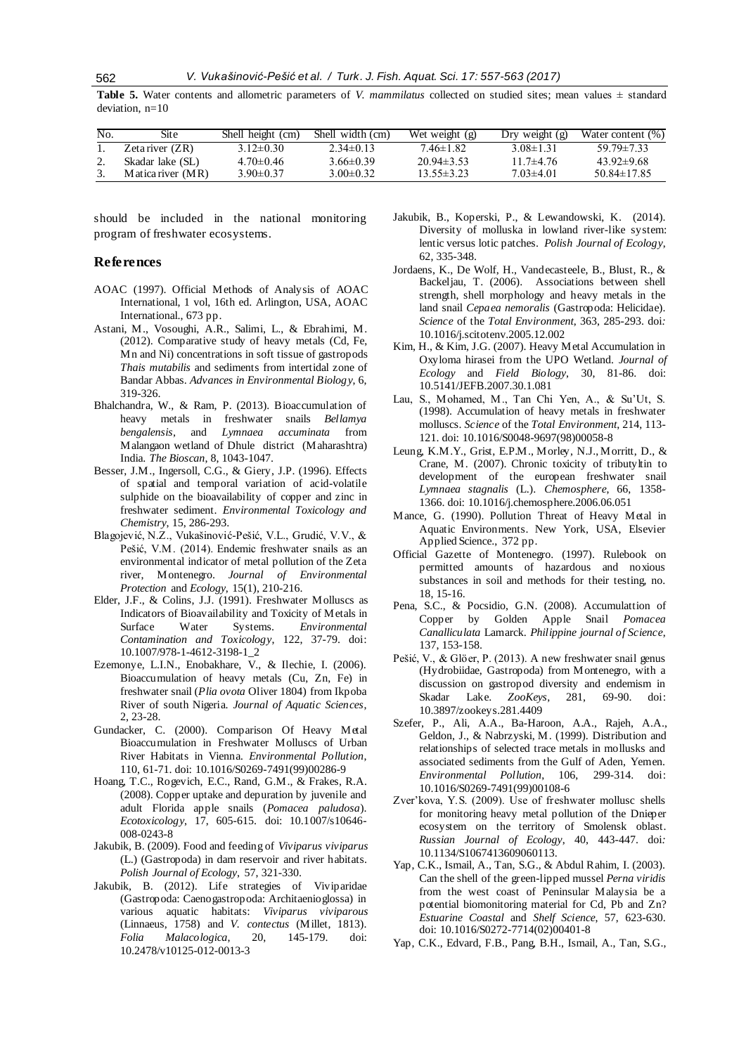**Table 5.** Water contents and allometric parameters of *V. mammilatus* collected on studied sites; mean values ± standard deviation, n=10

| No. | Site | Shell height (cm) | Shell width (cm) | Wet weight (g) | Dry weight (g) | Water content (%) |
|---|---|---|---|---|---|---|
| 1. | Zeta river (ZR) | 3.12±0.30 | 2.34±0.13 | 7.46±1.82 | 3.08±1.31 | 59.79±7.33 |
| 2. | Skadar lake (SL) | 4.70±0.46 | 3.66±0.39 | 20.94±3.53 | 11.7±4.76 | 43.92±9.68 |
| 3. | Matica river (MR) | 3.90±0.37 | 3.00±0.32 | 13.55±3.23 | 7.03±4.01 | 50.84±17.85 |

should be included in the national monitoring program of freshwater ecosystems.

## References

AOAC (1997). Official Methods of Analysis of AOAC International, 1 vol, 16th ed. Arlington, USA, AOAC International., 673 pp.

Astani, M., Vosoughi, A.R., Salimi, L., & Ebrahimi, M. (2012). Comparative study of heavy metals (Cd, Fe, Mn and Ni) concentrations in soft tissue of gastropods *Thais mutabilis* and sediments from intertidal zone of Bandar Abbas. *Advances in Environmental Biology*, 6, 319-326.

Bhalchandra, W., & Ram, P. (2013). Bioaccumulation of heavy metals in freshwater snails *Bellamya bengalensis*, and *Lymnaea accuminata* from Malangaon wetland of Dhule district (Maharashtra) India. *The Bioscan*, 8, 1043-1047.

Besser, J.M., Ingersoll, C.G., & Giery, J.P. (1996). Effects of spatial and temporal variation of acid-volatile sulphide on the bioavailability of copper and zinc in freshwater sediment. *Environmental Toxicology and Chemistry*, 15, 286-293.

Blagojević, N.Z., Vukašinović-Pešić, V.L., Grudić, V.V., & Pešić, V.M. (2014). Endemic freshwater snails as an environmental indicator of metal pollution of the Zeta river, Montenegro. *Journal of Environmental Protection* and *Ecology*, 15(1), 210-216.

Elder, J.F., & Colins, J.J. (1991). Freshwater Molluscs as Indicators of Bioavailability and Toxicity of Metals in Surface Water Systems. *Environmental Contamination and Toxicology*, 122, 37-79. doi: 10.1007/978-1-4612-3198-1_2

Ezemonye, L.I.N., Enobakhare, V., & Ilechie, I. (2006). Bioaccumulation of heavy metals (Cu, Zn, Fe) in freshwater snail (*Plia ovota* Oliver 1804) from Ikpoba River of south Nigeria. *Journal of Aquatic Sciences*, 2, 23-28.

Gundacker, C. (2000). Comparison Of Heavy Metal Bioaccumulation in Freshwater Molluscs of Urban River Habitats in Vienna. *Environmental Pollution*, 110, 61-71. doi: 10.1016/S0269-7491(99)00286-9

Hoang, T.C., Rogevich, E.C., Rand, G.M., & Frakes, R.A. (2008). Copper uptake and depuration by juvenile and adult Florida apple snails (*Pomacea paludosa*). *Ecotoxicology*, 17, 605-615. doi: 10.1007/s10646-008-0243-8

Jakubik, B. (2009). Food and feeding of *Viviparus viviparus* (L.) (Gastropoda) in dam reservoir and river habitats. *Polish Journal of Ecology*, 57, 321-330.

Jakubik, B. (2012). Life strategies of Viviparidae (Gastropoda: Caenogastropoda: Architaenioglossa) in various aquatic habitats: *Viviparus viviparous* (Linnaeus, 1758) and *V. contectus* (Millet, 1813). *Folia Malacologica*, 20, 145-179. doi: 10.2478/v10125-012-0013-3

Jakubik, B., Koperski, P., & Lewandowski, K. (2014). Diversity of molluska in lowland river-like system: lentic versus lotic patches. *Polish Journal of Ecology*, 62, 335-348.

Jordaens, K., De Wolf, H., Vandecasteele, B., Blust, R., & Backeljau, T. (2006). Associations between shell strength, shell morphology and heavy metals in the land snail *Cepaea nemoralis* (Gastropoda: Helicidae). *Science* of the *Total Environment*, 363, 285-293. doi: 10.1016/j.scitotenv.2005.12.002

Kim, H., & Kim, J.G. (2007). Heavy Metal Accumulation in Oxyloma hirasei from the UPO Wetland. *Journal of Ecology* and *Field Biology*, 30, 81-86. doi: 10.5141/JEFB.2007.30.1.081

Lau, S., Mohamed, M., Tan Chi Yen, A., & Su'Ut, S. (1998). Accumulation of heavy metals in freshwater molluscs. *Science* of the *Total Environment*, 214, 113-121. doi: 10.1016/S0048-9697(98)00058-8

Leung, K.M.Y., Grist, E.P.M., Morley, N.J., Morritt, D., & Crane, M. (2007). Chronic toxicity of tributyltin to development of the european freshwater snail *Lymnaea stagnalis* (L.). *Chemosphere*, 66, 1358-1366. doi: 10.1016/j.chemosphere.2006.06.051

Mance, G. (1990). Pollution Threat of Heavy Metal in Aquatic Environments. New York, USA, Elsevier Applied Science., 372 pp.

Official Gazette of Montenegro. (1997). Rulebook on permitted amounts of hazardous and noxious substances in soil and methods for their testing, no. 18, 15-16.

Pena, S.C., & Pocsidio, G.N. (2008). Accumulattion of Copper by Golden Apple Snail *Pomacea Canalliculata* Lamarck. *Philippine journal of Science*, 137, 153-158.

Pešić, V., & Glöer, P. (2013). A new freshwater snail genus (Hydrobiidae, Gastropoda) from Montenegro, with a discussion on gastropod diversity and endemism in Skadar Lake. *ZooKeys*, 281, 69-90. doi: 10.3897/zookeys.281.4409

Szefer, P., Ali, A.A., Ba-Haroon, A.A., Rajeh, A.A., Geldon, J., & Nabrzyski, M. (1999). Distribution and relationships of selected trace metals in mollusks and associated sediments from the Gulf of Aden, Yemen. *Environmental Pollution*, 106, 299-314. doi: 10.1016/S0269-7491(99)00108-6

Zver'kova, Y.S. (2009). Use of freshwater mollusc shells for monitoring heavy metal pollution of the Dnieper ecosystem on the territory of Smolensk oblast. *Russian Journal of Ecology*, 40, 443-447. doi: 10.1134/S1067413609060113.

Yap, C.K., Ismail, A., Tan, S.G., & Abdul Rahim, I. (2003). Can the shell of the green-lipped mussel *Perna viridis* from the west coast of Peninsular Malaysia be a potential biomonitoring material for Cd, Pb and Zn? *Estuarine Coastal* and *Shelf Science*, 57, 623-630. doi: 10.1016/S0272-7714(02)00401-8

Yap, C.K., Edvard, F.B., Pang, B.H., Ismail, A., Tan, S.G.,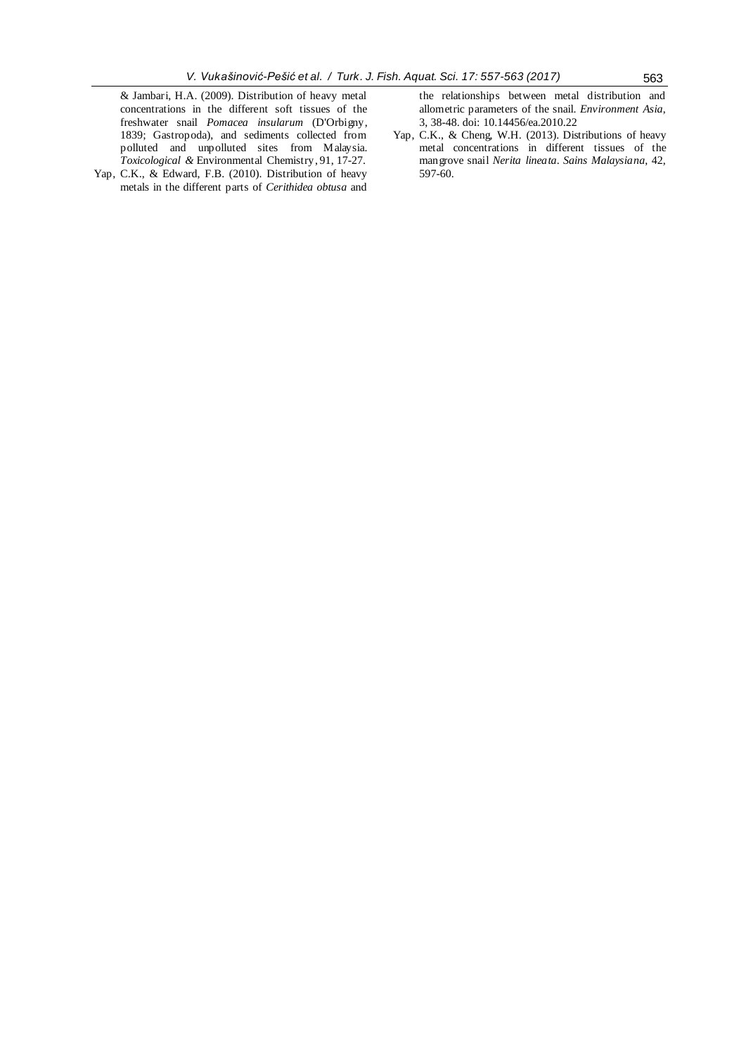& Jambari, H.A. (2009). Distribution of heavy metal concentrations in the different soft tissues of the freshwater snail *Pomacea insularum* (D'Orbigny, 1839; Gastropoda), and sediments collected from polluted and unpolluted sites from Malaysia. *Toxicological &* Environmental Chemistry, 91, 17-27.

Yap, C.K., & Edward, F.B. (2010). Distribution of heavy metals in the different parts of *Cerithidea obtusa* and the relationships between metal distribution and allometric parameters of the snail. *Environment Asia*, 3, 38-48. doi: 10.14456/ea.2010.22

Yap, C.K., & Cheng, W.H. (2013). Distributions of heavy metal concentrations in different tissues of the mangrove snail *Nerita lineata*. *Sains Malaysiana*, 42, 597-60.